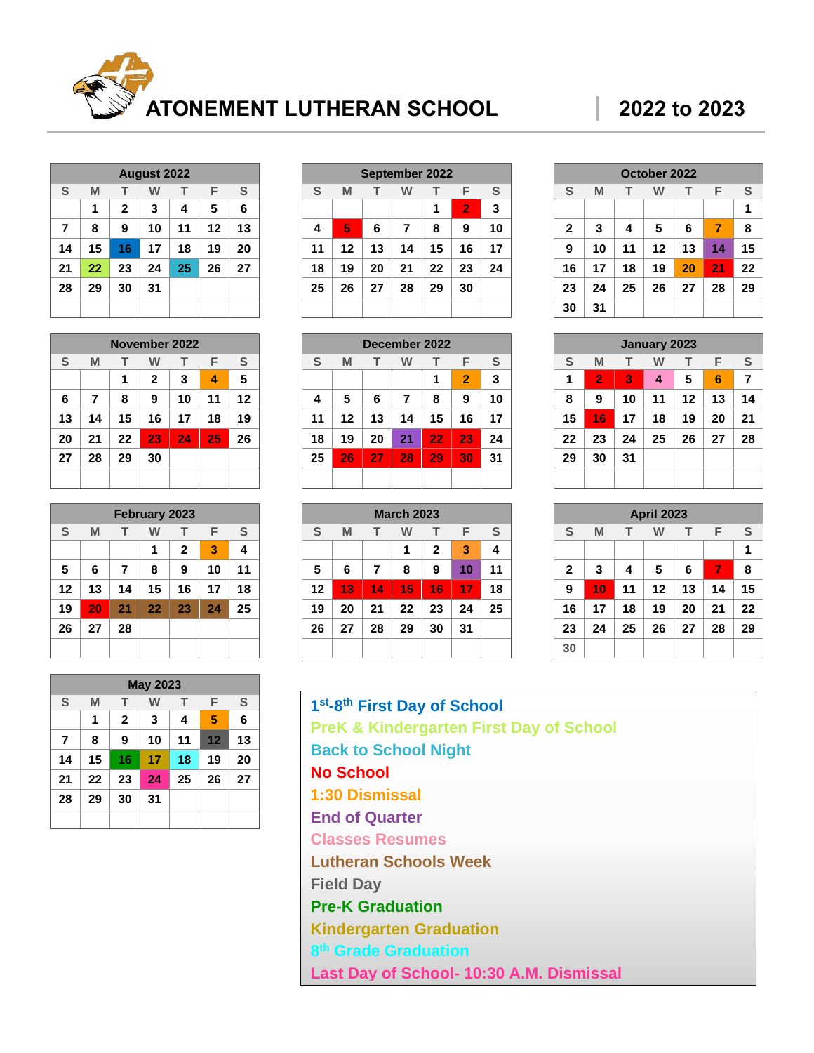# ATONEMENT LUTHERAN SCHOOL | 2022 to 2023

### August 2022

| S | M | T | W | T | F | S |
|---|---|---|---|---|---|---|
| | 1 | 2 | 3 | 4 | 5 | 6 |
| 7 | 8 | 9 | 10 | 11 | 12 | 13 |
| 14 | 15 | 16 | 17 | 18 | 19 | 20 |
| 21 | 22 | 23 | 24 | 25 | 26 | 27 |
| 28 | 29 | 30 | 31 | | | |

### September 2022

| S | M | T | W | T | F | S |
|---|---|---|---|---|---|---|
| | | | | 1 | 2 | 3 |
| 4 | 5 | 6 | 7 | 8 | 9 | 10 |
| 11 | 12 | 13 | 14 | 15 | 16 | 17 |
| 18 | 19 | 20 | 21 | 22 | 23 | 24 |
| 25 | 26 | 27 | 28 | 29 | 30 | |

### October 2022

| S | M | T | W | T | F | S |
|---|---|---|---|---|---|---|
| | | | | | | 1 |
| 2 | 3 | 4 | 5 | 6 | 7 | 8 |
| 9 | 10 | 11 | 12 | 13 | 14 | 15 |
| 16 | 17 | 18 | 19 | 20 | 21 | 22 |
| 23 | 24 | 25 | 26 | 27 | 28 | 29 |
| 30 | 31 | | | | | |

### November 2022

| S | M | T | W | T | F | S |
|---|---|---|---|---|---|---|
| | | 1 | 2 | 3 | 4 | 5 |
| 6 | 7 | 8 | 9 | 10 | 11 | 12 |
| 13 | 14 | 15 | 16 | 17 | 18 | 19 |
| 20 | 21 | 22 | 23 | 24 | 25 | 26 |
| 27 | 28 | 29 | 30 | | | |

### December 2022

| S | M | T | W | T | F | S |
|---|---|---|---|---|---|---|
| | | | | 1 | 2 | 3 |
| 4 | 5 | 6 | 7 | 8 | 9 | 10 |
| 11 | 12 | 13 | 14 | 15 | 16 | 17 |
| 18 | 19 | 20 | 21 | 22 | 23 | 24 |
| 25 | 26 | 27 | 28 | 29 | 30 | 31 |

### January 2023

| S | M | T | W | T | F | S |
|---|---|---|---|---|---|---|
| 1 | 2 | 3 | 4 | 5 | 6 | 7 |
| 8 | 9 | 10 | 11 | 12 | 13 | 14 |
| 15 | 16 | 17 | 18 | 19 | 20 | 21 |
| 22 | 23 | 24 | 25 | 26 | 27 | 28 |
| 29 | 30 | 31 | | | | |

### February 2023

| S | M | T | W | T | F | S |
|---|---|---|---|---|---|---|
| | | | 1 | 2 | 3 | 4 |
| 5 | 6 | 7 | 8 | 9 | 10 | 11 |
| 12 | 13 | 14 | 15 | 16 | 17 | 18 |
| 19 | 20 | 21 | 22 | 23 | 24 | 25 |
| 26 | 27 | 28 | | | | |

### March 2023

| S | M | T | W | T | F | S |
|---|---|---|---|---|---|---|
| | | | 1 | 2 | 3 | 4 |
| 5 | 6 | 7 | 8 | 9 | 10 | 11 |
| 12 | 13 | 14 | 15 | 16 | 17 | 18 |
| 19 | 20 | 21 | 22 | 23 | 24 | 25 |
| 26 | 27 | 28 | 29 | 30 | 31 | |

### April 2023

| S | M | T | W | T | F | S |
|---|---|---|---|---|---|---|
| | | | | | | 1 |
| 2 | 3 | 4 | 5 | 6 | 7 | 8 |
| 9 | 10 | 11 | 12 | 13 | 14 | 15 |
| 16 | 17 | 18 | 19 | 20 | 21 | 22 |
| 23 | 24 | 25 | 26 | 27 | 28 | 29 |
| 30 | | | | | | |

### May 2023

| S | M | T | W | T | F | S |
|---|---|---|---|---|---|---|
| | 1 | 2 | 3 | 4 | 5 | 6 |
| 7 | 8 | 9 | 10 | 11 | 12 | 13 |
| 14 | 15 | 16 | 17 | 18 | 19 | 20 |
| 21 | 22 | 23 | 24 | 25 | 26 | 27 |
| 28 | 29 | 30 | 31 | | | |

### Key

- 1st-8th First Day of School: Aug 16
- PreK & Kindergarten First Day of School: Aug 22
- Back to School Night: Aug 25
- No School: Sep 2, Sep 5, Oct 21, Nov 23–25, Dec 22–23, Dec 26–30, Jan 2–3, Jan 16, Feb 20, Mar 13–17, Apr 7, Apr 10
- 1:30 Dismissal: Oct 7, Oct 20, Nov 4, Dec 2, Jan 6, Feb 3, Mar 3, May 5
- End of Quarter: Oct 14, Dec 21, Mar 10
- Classes Resumes: Jan 4
- Lutheran Schools Week: Feb 21–24
- Field Day: May 12
- Pre-K Graduation: May 16
- Kindergarten Graduation: May 17
- 8th Grade Graduation: May 18
- Last Day of School- 10:30 A.M. Dismissal: May 24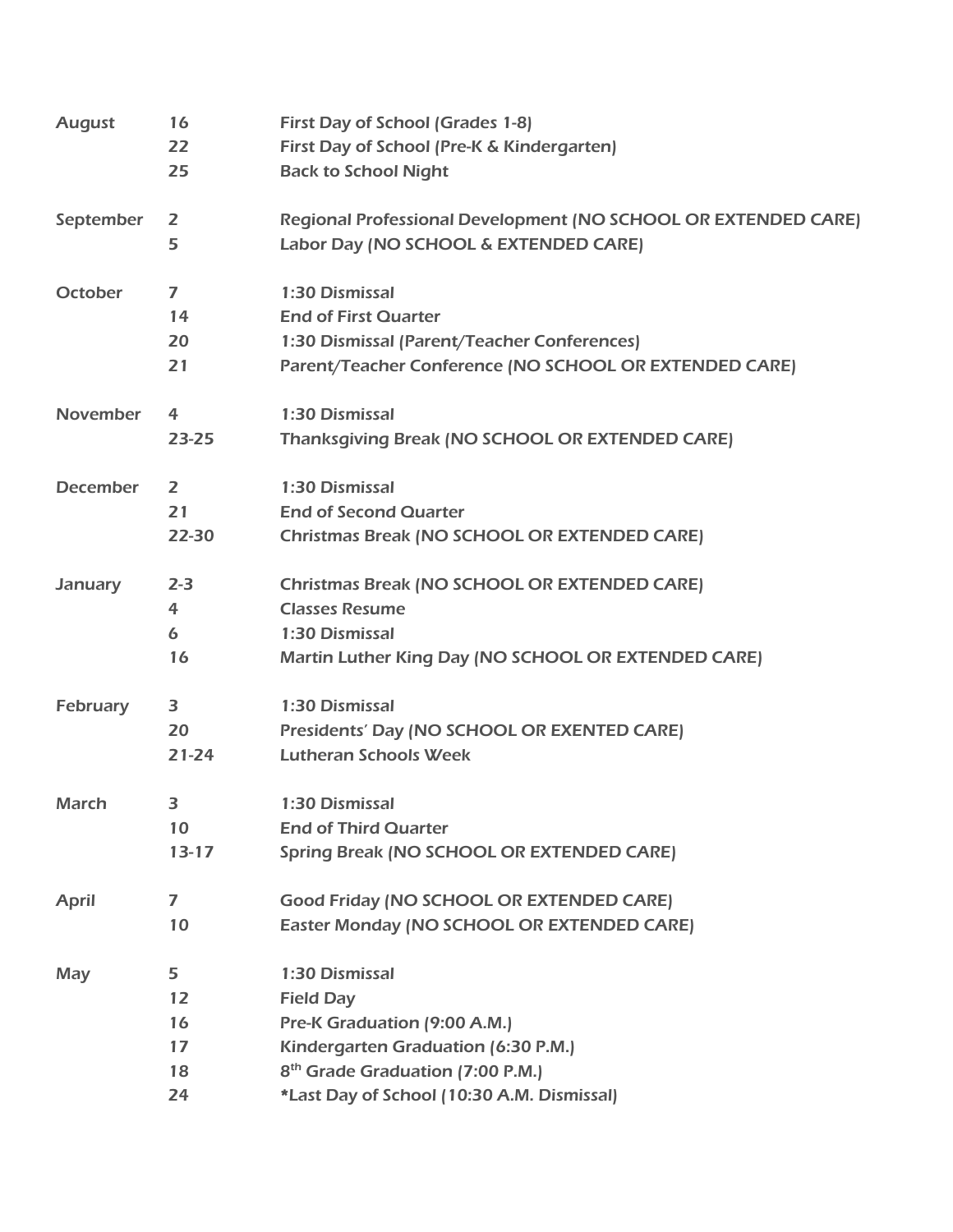| | | |
|---|---|---|
| August | 16 | First Day of School (Grades 1-8) |
| | 22 | First Day of School (Pre-K & Kindergarten) |
| | 25 | Back to School Night |
| September | 2 | Regional Professional Development (NO SCHOOL OR EXTENDED CARE) |
| | 5 | Labor Day (NO SCHOOL & EXTENDED CARE) |
| October | 7 | 1:30 Dismissal |
| | 14 | End of First Quarter |
| | 20 | 1:30 Dismissal (Parent/Teacher Conferences) |
| | 21 | Parent/Teacher Conference (NO SCHOOL OR EXTENDED CARE) |
| November | 4 | 1:30 Dismissal |
| | 23-25 | Thanksgiving Break (NO SCHOOL OR EXTENDED CARE) |
| December | 2 | 1:30 Dismissal |
| | 21 | End of Second Quarter |
| | 22-30 | Christmas Break (NO SCHOOL OR EXTENDED CARE) |
| January | 2-3 | Christmas Break (NO SCHOOL OR EXTENDED CARE) |
| | 4 | Classes Resume |
| | 6 | 1:30 Dismissal |
| | 16 | Martin Luther King Day (NO SCHOOL OR EXTENDED CARE) |
| February | 3 | 1:30 Dismissal |
| | 20 | Presidents' Day (NO SCHOOL OR EXENTED CARE) |
| | 21-24 | Lutheran Schools Week |
| March | 3 | 1:30 Dismissal |
| | 10 | End of Third Quarter |
| | 13-17 | Spring Break (NO SCHOOL OR EXTENDED CARE) |
| April | 7 | Good Friday (NO SCHOOL OR EXTENDED CARE) |
| | 10 | Easter Monday (NO SCHOOL OR EXTENDED CARE) |
| May | 5 | 1:30 Dismissal |
| | 12 | Field Day |
| | 16 | Pre-K Graduation (9:00 A.M.) |
| | 17 | Kindergarten Graduation (6:30 P.M.) |
| | 18 | 8th Grade Graduation (7:00 P.M.) |
| | 24 | *Last Day of School (10:30 A.M. Dismissal) |